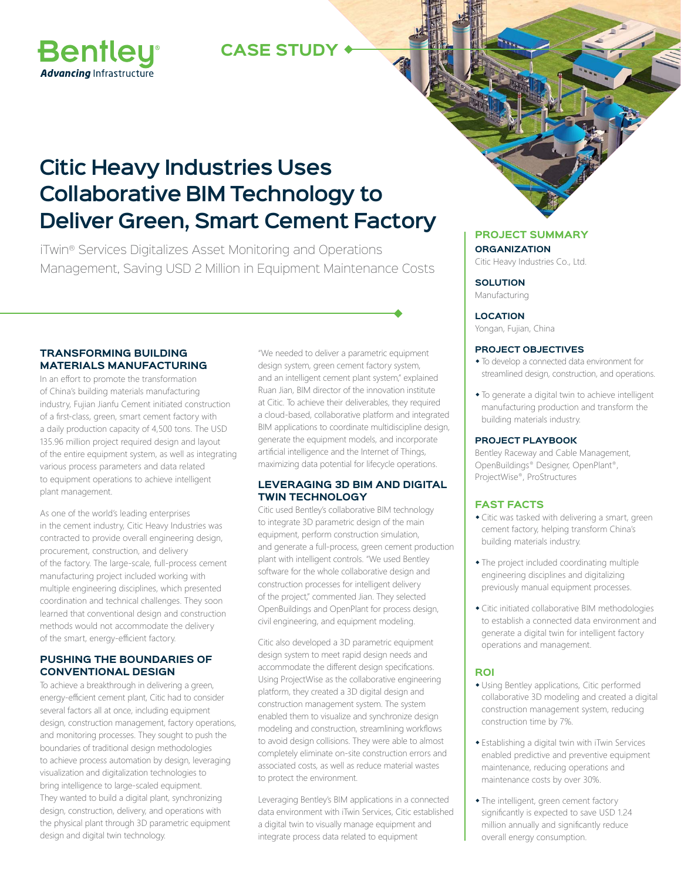Bentley®
*Advancing* Infrastructure

CASE STUDY

# Citic Heavy Industries Uses Collaborative BIM Technology to Deliver Green, Smart Cement Factory

iTwin® Services Digitalizes Asset Monitoring and Operations Management, Saving USD 2 Million in Equipment Maintenance Costs

## TRANSFORMING BUILDING MATERIALS MANUFACTURING

In an effort to promote the transformation of China's building materials manufacturing industry, Fujian Jianfu Cement initiated construction of a first-class, green, smart cement factory with a daily production capacity of 4,500 tons. The USD 135.96 million project required design and layout of the entire equipment system, as well as integrating various process parameters and data related to equipment operations to achieve intelligent plant management.

As one of the world's leading enterprises in the cement industry, Citic Heavy Industries was contracted to provide overall engineering design, procurement, construction, and delivery of the factory. The large-scale, full-process cement manufacturing project included working with multiple engineering disciplines, which presented coordination and technical challenges. They soon learned that conventional design and construction methods would not accommodate the delivery of the smart, energy-efficient factory.

## PUSHING THE BOUNDARIES OF CONVENTIONAL DESIGN

To achieve a breakthrough in delivering a green, energy-efficient cement plant, Citic had to consider several factors all at once, including equipment design, construction management, factory operations, and monitoring processes. They sought to push the boundaries of traditional design methodologies to achieve process automation by design, leveraging visualization and digitalization technologies to bring intelligence to large-scaled equipment. They wanted to build a digital plant, synchronizing design, construction, delivery, and operations with the physical plant through 3D parametric equipment design and digital twin technology.

"We needed to deliver a parametric equipment design system, green cement factory system, and an intelligent cement plant system," explained Ruan Jian, BIM director of the innovation institute at Citic. To achieve their deliverables, they required a cloud-based, collaborative platform and integrated BIM applications to coordinate multidiscipline design, generate the equipment models, and incorporate artificial intelligence and the Internet of Things, maximizing data potential for lifecycle operations.

## LEVERAGING 3D BIM AND DIGITAL TWIN TECHNOLOGY

Citic used Bentley's collaborative BIM technology to integrate 3D parametric design of the main equipment, perform construction simulation, and generate a full-process, green cement production plant with intelligent controls. "We used Bentley software for the whole collaborative design and construction processes for intelligent delivery of the project," commented Jian. They selected OpenBuildings and OpenPlant for process design, civil engineering, and equipment modeling.

Citic also developed a 3D parametric equipment design system to meet rapid design needs and accommodate the different design specifications. Using ProjectWise as the collaborative engineering platform, they created a 3D digital design and construction management system. The system enabled them to visualize and synchronize design modeling and construction, streamlining workflows to avoid design collisions. They were able to almost completely eliminate on-site construction errors and associated costs, as well as reduce material wastes to protect the environment.

Leveraging Bentley's BIM applications in a connected data environment with iTwin Services, Citic established a digital twin to visually manage equipment and integrate process data related to equipment

## PROJECT SUMMARY

**ORGANIZATION**
Citic Heavy Industries Co., Ltd.

**SOLUTION**
Manufacturing

**LOCATION**
Yongan, Fujian, China

**PROJECT OBJECTIVES**

- To develop a connected data environment for streamlined design, construction, and operations.
- To generate a digital twin to achieve intelligent manufacturing production and transform the building materials industry.

**PROJECT PLAYBOOK**
Bentley Raceway and Cable Management, OpenBuildings® Designer, OpenPlant®, ProjectWise®, ProStructures

## FAST FACTS

- Citic was tasked with delivering a smart, green cement factory, helping transform China's building materials industry.
- The project included coordinating multiple engineering disciplines and digitalizing previously manual equipment processes.
- Citic initiated collaborative BIM methodologies to establish a connected data environment and generate a digital twin for intelligent factory operations and management.

## ROI

- Using Bentley applications, Citic performed collaborative 3D modeling and created a digital construction management system, reducing construction time by 7%.
- Establishing a digital twin with iTwin Services enabled predictive and preventive equipment maintenance, reducing operations and maintenance costs by over 30%.
- The intelligent, green cement factory significantly is expected to save USD 1.24 million annually and significantly reduce overall energy consumption.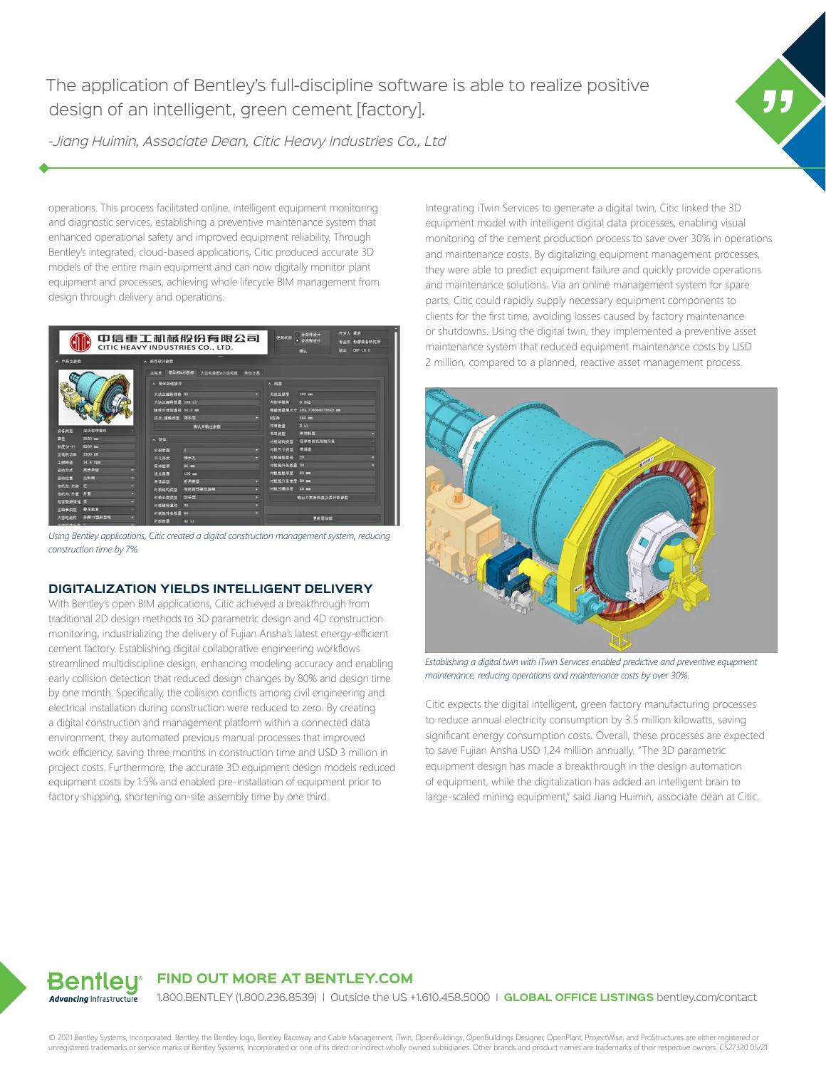The application of Bentley's full-discipline software is able to realize positive design of an intelligent, green cement [factory].

*-Jiang Huimin, Associate Dean, Citic Heavy Industries Co., Ltd*

operations. This process facilitated online, intelligent equipment monitoring and diagnostic services, establishing a preventive maintenance system that enhanced operational safety and improved equipment reliability. Through Bentley's integrated, cloud-based applications, Citic produced accurate 3D models of the entire main equipment and can now digitally monitor plant equipment and processes, achieving whole lifecycle BIM management from design through delivery and operations.

*Using Bentley applications, Citic created a digital construction management system, reducing construction time by 7%.*

## DIGITALIZATION YIELDS INTELLIGENT DELIVERY

With Bentley's open BIM applications, Citic achieved a breakthrough from traditional 2D design methods to 3D parametric design and 4D construction monitoring, industrializing the delivery of Fujian Ansha's latest energy-efficient cement factory. Establishing digital collaborative engineering workflows streamlined multidiscipline design, enhancing modeling accuracy and enabling early collision detection that reduced design changes by 80% and design time by one month. Specifically, the collision conflicts among civil engineering and electrical installation during construction were reduced to zero. By creating a digital construction and management platform within a connected data environment, they automated previous manual processes that improved work efficiency, saving three months in construction time and USD 3 million in project costs. Furthermore, the accurate 3D equipment design models reduced equipment costs by 1.5% and enabled pre-installation of equipment prior to factory shipping, shortening on-site assembly time by one third.

Integrating iTwin Services to generate a digital twin, Citic linked the 3D equipment model with intelligent digital data processes, enabling visual monitoring of the cement production process to save over 30% in operations and maintenance costs. By digitalizing equipment management processes, they were able to predict equipment failure and quickly provide operations and maintenance solutions. Via an online management system for spare parts, Citic could rapidly supply necessary equipment components to clients for the first time, avoiding losses caused by factory maintenance or shutdowns. Using the digital twin, they implemented a preventive asset maintenance system that reduced equipment maintenance costs by USD 2 million, compared to a planned, reactive asset management process.

*Establishing a digital twin with iTwin Services enabled predictive and preventive equipment maintenance, reducing operations and maintenance costs by over 30%.*

Citic expects the digital intelligent, green factory manufacturing processes to reduce annual electricity consumption by 3.5 million kilowatts, saving significant energy consumption costs. Overall, these processes are expected to save Fujian Ansha USD 1.24 million annually. "The 3D parametric equipment design has made a breakthrough in the design automation of equipment, while the digitalization has added an intelligent brain to large-scaled mining equipment," said Jiang Huimin, associate dean at Citic.

**FIND OUT MORE AT BENTLEY.COM**

1.800.BENTLEY (1.800.236.8539) | Outside the US +1.610.458.5000 | **GLOBAL OFFICE LISTINGS** bentley.com/contact

© 2021 Bentley Systems, Incorporated. Bentley, the Bentley logo, Bentley Raceway and Cable Management, iTwin, OpenBuildings, OpenBuildings Designer, OpenPlant, ProjectWise, and ProStructures are either registered or unregistered trademarks or service marks of Bentley Systems, Incorporated or one of its direct or indirect wholly owned subsidiaries. Other brands and product names are trademarks of their respective owners. CS27320 05/21